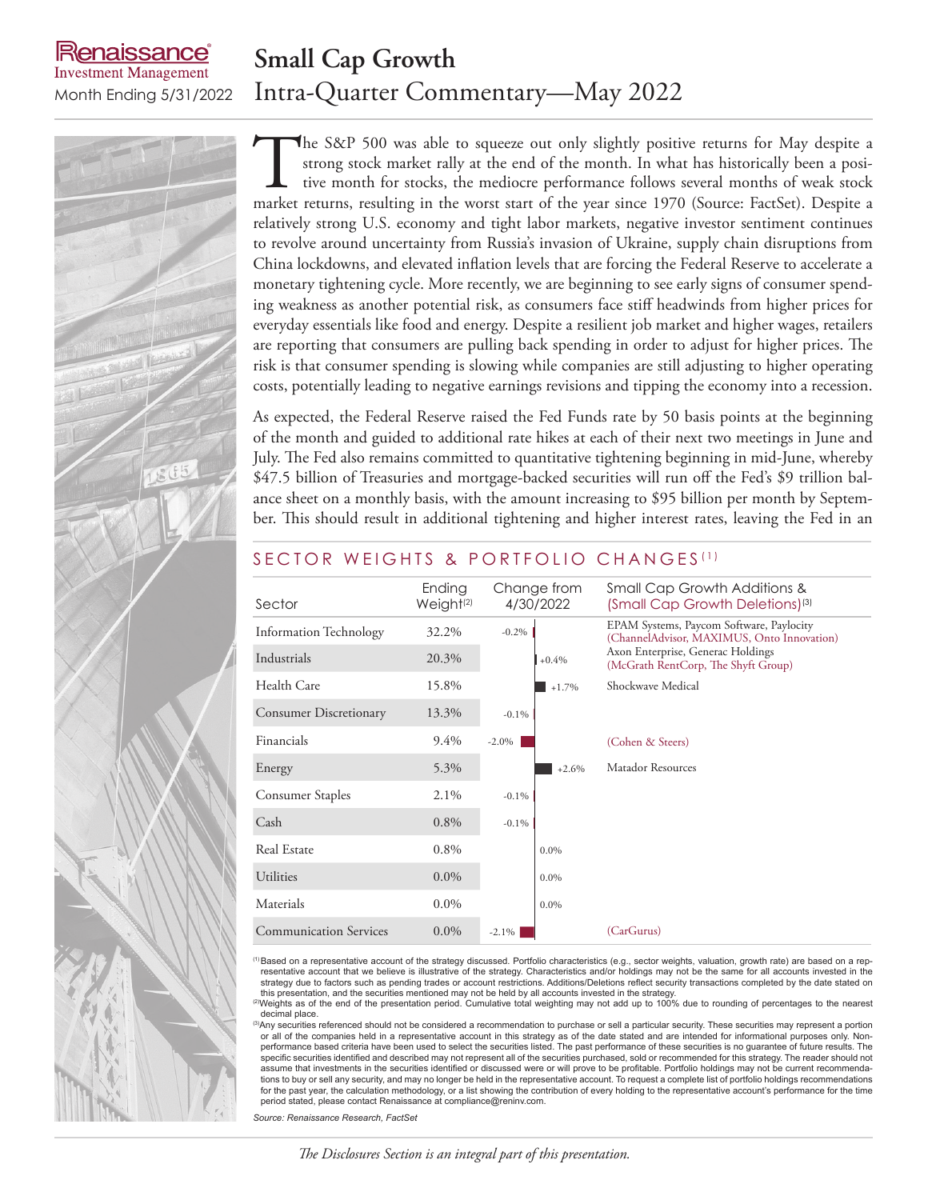Renaissance Investment Management
Month Ending 5/31/2022

# Small Cap Growth

## Intra-Quarter Commentary—May 2022

The S&P 500 was able to squeeze out only slightly positive returns for May despite a strong stock market rally at the end of the month. In what has historically been a positive month for stocks, the mediocre performance follows several months of weak stock market returns, resulting in the worst start of the year since 1970 (Source: FactSet). Despite a relatively strong U.S. economy and tight labor markets, negative investor sentiment continues to revolve around uncertainty from Russia's invasion of Ukraine, supply chain disruptions from China lockdowns, and elevated inflation levels that are forcing the Federal Reserve to accelerate a monetary tightening cycle. More recently, we are beginning to see early signs of consumer spending weakness as another potential risk, as consumers face stiff headwinds from higher prices for everyday essentials like food and energy. Despite a resilient job market and higher wages, retailers are reporting that consumers are pulling back spending in order to adjust for higher prices. The risk is that consumer spending is slowing while companies are still adjusting to higher operating costs, potentially leading to negative earnings revisions and tipping the economy into a recession.

As expected, the Federal Reserve raised the Fed Funds rate by 50 basis points at the beginning of the month and guided to additional rate hikes at each of their next two meetings in June and July. The Fed also remains committed to quantitative tightening beginning in mid-June, whereby $47.5 billion of Treasuries and mortgage-backed securities will run off the Fed's $9 trillion balance sheet on a monthly basis, with the amount increasing to $95 billion per month by September. This should result in additional tightening and higher interest rates, leaving the Fed in an

## SECTOR WEIGHTS & PORTFOLIO CHANGES[1]

| Sector | Ending Weight[2] | Change from 4/30/2022 | Small Cap Growth Additions & (Small Cap Growth Deletions)[3] |
|---|---|---|---|
| Information Technology | 32.2% | -0.2% | EPAM Systems, Paycom Software, Paylocity (ChannelAdvisor, MAXIMUS, Onto Innovation) |
| Industrials | 20.3% | +0.4% | Axon Enterprise, Generac Holdings (McGrath RentCorp, The Shyft Group) |
| Health Care | 15.8% | +1.7% | Shockwave Medical |
| Consumer Discretionary | 13.3% | -0.1% | |
| Financials | 9.4% | -2.0% | (Cohen & Steers) |
| Energy | 5.3% | +2.6% | Matador Resources |
| Consumer Staples | 2.1% | -0.1% | |
| Cash | 0.8% | -0.1% | |
| Real Estate | 0.8% | 0.0% | |
| Utilities | 0.0% | 0.0% | |
| Materials | 0.0% | 0.0% | |
| Communication Services | 0.0% | -2.1% | (CarGurus) |

[1] Based on a representative account of the strategy discussed. Portfolio characteristics (e.g., sector weights, valuation, growth rate) are based on a representative account that we believe is illustrative of the strategy. Characteristics and/or holdings may not be the same for all accounts invested in the strategy due to factors such as pending trades or account restrictions. Additions/Deletions reflect security transactions completed by the date stated on this presentation, and the securities mentioned may not be held by all accounts invested in the strategy.

[2] Weights as of the end of the presentation period. Cumulative total weighting may not add up to 100% due to rounding of percentages to the nearest decimal place.

[3] Any securities referenced should not be considered a recommendation to purchase or sell a particular security. These securities may represent a portion or all of the companies held in a representative account in this strategy as of the date stated and are intended for informational purposes only. Non-performance based criteria have been used to select the securities listed. The past performance of these securities is no guarantee of future results. The specific securities identified and described may not represent all of the securities purchased, sold or recommended for this strategy. The reader should not assume that investments in the securities identified or discussed were or will prove to be profitable. Portfolio holdings may not be current recommendations to buy or sell any security, and may no longer be held in the representative account. To request a complete list of portfolio holdings recommendations for the past year, the calculation methodology, or a list showing the contribution of every holding to the representative account's performance for the time period stated, please contact Renaissance at compliance@reninv.com.

*Source: Renaissance Research, FactSet*

*The Disclosures Section is an integral part of this presentation.*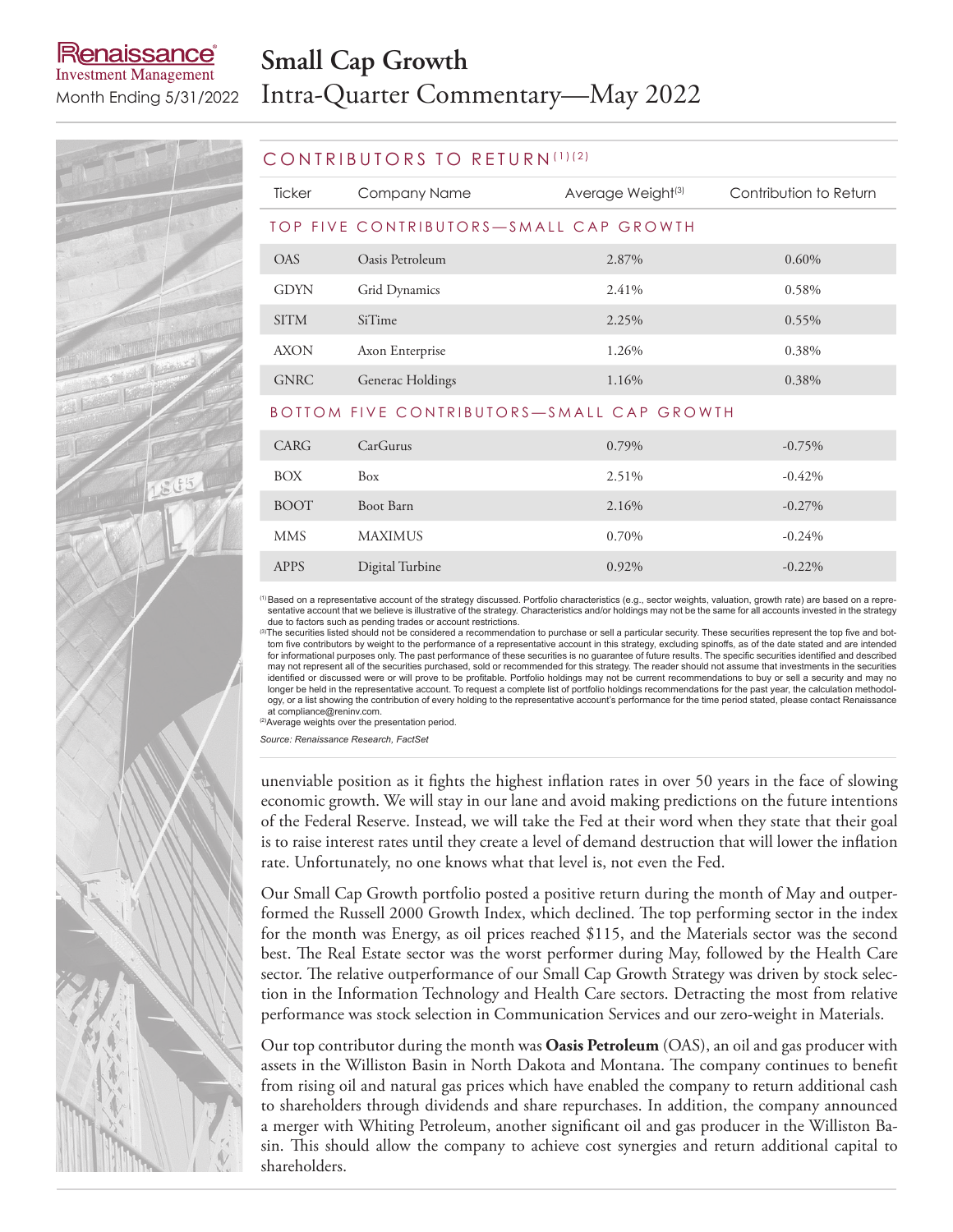# Small Cap Growth

## Intra-Quarter Commentary—May 2022

Renaissance Investment Management
Month Ending 5/31/2022

## CONTRIBUTORS TO RETURN[1][2]

| Ticker | Company Name | Average Weight[3] | Contribution to Return |
|---|---|---|---|
| **TOP FIVE CONTRIBUTORS—SMALL CAP GROWTH** | | | |
| OAS | Oasis Petroleum | 2.87% | 0.60% |
| GDYN | Grid Dynamics | 2.41% | 0.58% |
| SITM | SiTime | 2.25% | 0.55% |
| AXON | Axon Enterprise | 1.26% | 0.38% |
| GNRC | Generac Holdings | 1.16% | 0.38% |
| **BOTTOM FIVE CONTRIBUTORS—SMALL CAP GROWTH** | | | |
| CARG | CarGurus | 0.79% | -0.75% |
| BOX | Box | 2.51% | -0.42% |
| BOOT | Boot Barn | 2.16% | -0.27% |
| MMS | MAXIMUS | 0.70% | -0.24% |
| APPS | Digital Turbine | 0.92% | -0.22% |

[1] Based on a representative account of the strategy discussed. Portfolio characteristics (e.g., sector weights, valuation, growth rate) are based on a representative account that we believe is illustrative of the strategy. Characteristics and/or holdings may not be the same for all accounts invested in the strategy due to factors such as pending trades or account restrictions.
[3] The securities listed should not be considered a recommendation to purchase or sell a particular security. These securities represent the top five and bottom five contributors by weight to the performance of a representative account in this strategy, excluding spinoffs, as of the date stated and are intended for informational purposes only. The past performance of these securities is no guarantee of future results. The specific securities identified and described may not represent all of the securities purchased, sold or recommended for this strategy. The reader should not assume that investments in the securities identified or discussed were or will prove to be profitable. Portfolio holdings may not be current recommendations to buy or sell a security and may no longer be held in the representative account. To request a complete list of portfolio holdings recommendations for the past year, the calculation methodology, or a list showing the contribution of every holding to the representative account's performance for the time period stated, please contact Renaissance at compliance@reninv.com.
[2] Average weights over the presentation period.

*Source: Renaissance Research, FactSet*

unenviable position as it fights the highest inflation rates in over 50 years in the face of slowing economic growth. We will stay in our lane and avoid making predictions on the future intentions of the Federal Reserve. Instead, we will take the Fed at their word when they state that their goal is to raise interest rates until they create a level of demand destruction that will lower the inflation rate. Unfortunately, no one knows what that level is, not even the Fed.

Our Small Cap Growth portfolio posted a positive return during the month of May and outperformed the Russell 2000 Growth Index, which declined. The top performing sector in the index for the month was Energy, as oil prices reached $115, and the Materials sector was the second best. The Real Estate sector was the worst performer during May, followed by the Health Care sector. The relative outperformance of our Small Cap Growth Strategy was driven by stock selection in the Information Technology and Health Care sectors. Detracting the most from relative performance was stock selection in Communication Services and our zero-weight in Materials.

Our top contributor during the month was **Oasis Petroleum** (OAS), an oil and gas producer with assets in the Williston Basin in North Dakota and Montana. The company continues to benefit from rising oil and natural gas prices which have enabled the company to return additional cash to shareholders through dividends and share repurchases. In addition, the company announced a merger with Whiting Petroleum, another significant oil and gas producer in the Williston Basin. This should allow the company to achieve cost synergies and return additional capital to shareholders.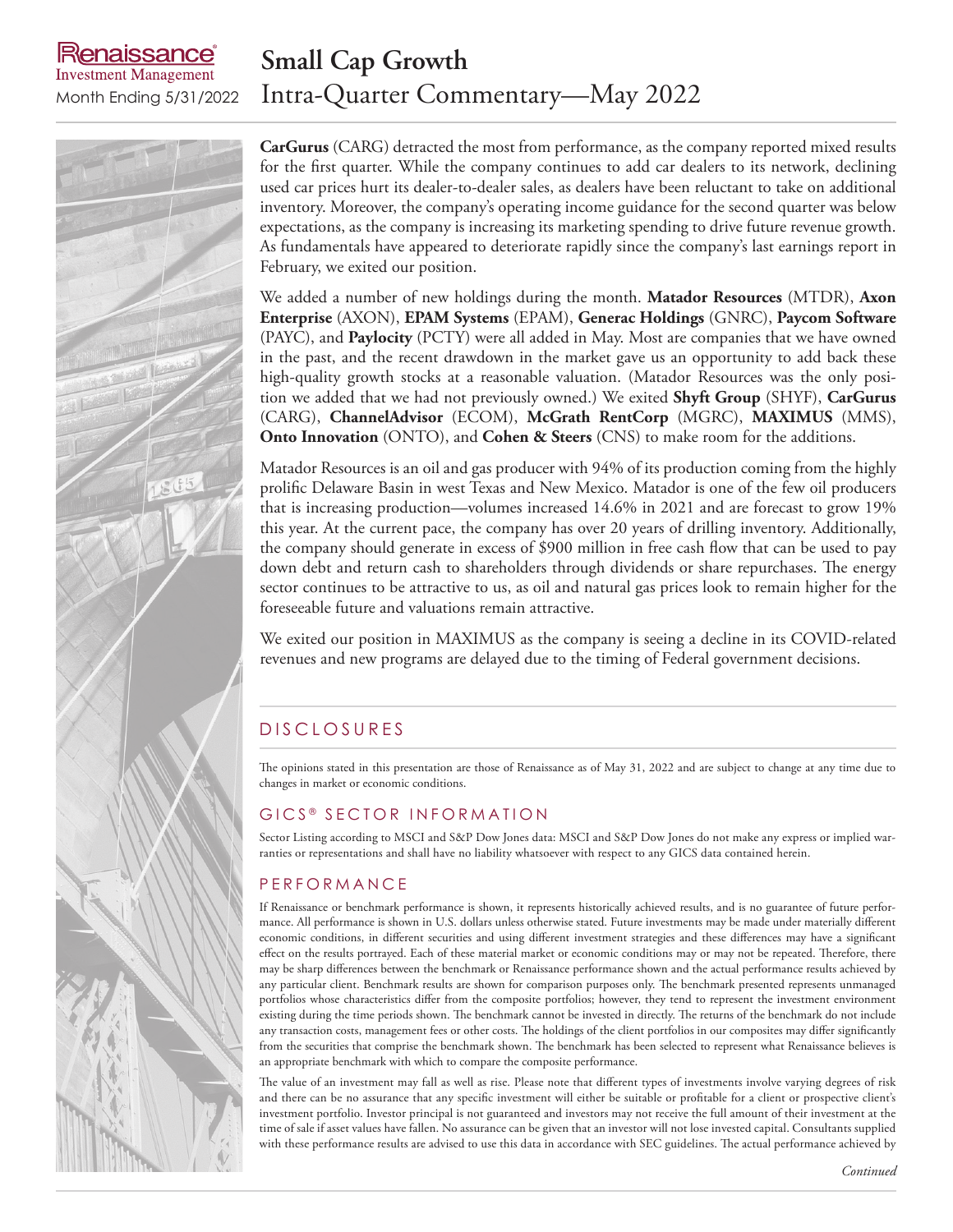**CarGurus** (CARG) detracted the most from performance, as the company reported mixed results for the first quarter. While the company continues to add car dealers to its network, declining used car prices hurt its dealer-to-dealer sales, as dealers have been reluctant to take on additional inventory. Moreover, the company's operating income guidance for the second quarter was below expectations, as the company is increasing its marketing spending to drive future revenue growth. As fundamentals have appeared to deteriorate rapidly since the company's last earnings report in February, we exited our position.

We added a number of new holdings during the month. **Matador Resources** (MTDR), **Axon Enterprise** (AXON), **EPAM Systems** (EPAM), **Generac Holdings** (GNRC), **Paycom Software** (PAYC), and **Paylocity** (PCTY) were all added in May. Most are companies that we have owned in the past, and the recent drawdown in the market gave us an opportunity to add back these high-quality growth stocks at a reasonable valuation. (Matador Resources was the only position we added that we had not previously owned.) We exited **Shyft Group** (SHYF), **CarGurus** (CARG), **ChannelAdvisor** (ECOM), **McGrath RentCorp** (MGRC), **MAXIMUS** (MMS), **Onto Innovation** (ONTO), and **Cohen & Steers** (CNS) to make room for the additions.

Matador Resources is an oil and gas producer with 94% of its production coming from the highly prolific Delaware Basin in west Texas and New Mexico. Matador is one of the few oil producers that is increasing production—volumes increased 14.6% in 2021 and are forecast to grow 19% this year. At the current pace, the company has over 20 years of drilling inventory. Additionally, the company should generate in excess of $900 million in free cash flow that can be used to pay down debt and return cash to shareholders through dividends or share repurchases. The energy sector continues to be attractive to us, as oil and natural gas prices look to remain higher for the foreseeable future and valuations remain attractive.

We exited our position in MAXIMUS as the company is seeing a decline in its COVID-related revenues and new programs are delayed due to the timing of Federal government decisions.

## DISCLOSURES

The opinions stated in this presentation are those of Renaissance as of May 31, 2022 and are subject to change at any time due to changes in market or economic conditions.

### GICS® SECTOR INFORMATION

Sector Listing according to MSCI and S&P Dow Jones data: MSCI and S&P Dow Jones do not make any express or implied warranties or representations and shall have no liability whatsoever with respect to any GICS data contained herein.

### PERFORMANCE

If Renaissance or benchmark performance is shown, it represents historically achieved results, and is no guarantee of future performance. All performance is shown in U.S. dollars unless otherwise stated. Future investments may be made under materially different economic conditions, in different securities and using different investment strategies and these differences may have a significant effect on the results portrayed. Each of these material market or economic conditions may or may not be repeated. Therefore, there may be sharp differences between the benchmark or Renaissance performance shown and the actual performance results achieved by any particular client. Benchmark results are shown for comparison purposes only. The benchmark presented represents unmanaged portfolios whose characteristics differ from the composite portfolios; however, they tend to represent the investment environment existing during the time periods shown. The benchmark cannot be invested in directly. The returns of the benchmark do not include any transaction costs, management fees or other costs. The holdings of the client portfolios in our composites may differ significantly from the securities that comprise the benchmark shown. The benchmark has been selected to represent what Renaissance believes is an appropriate benchmark with which to compare the composite performance.

The value of an investment may fall as well as rise. Please note that different types of investments involve varying degrees of risk and there can be no assurance that any specific investment will either be suitable or profitable for a client or prospective client's investment portfolio. Investor principal is not guaranteed and investors may not receive the full amount of their investment at the time of sale if asset values have fallen. No assurance can be given that an investor will not lose invested capital. Consultants supplied with these performance results are advised to use this data in accordance with SEC guidelines. The actual performance achieved by

*Continued*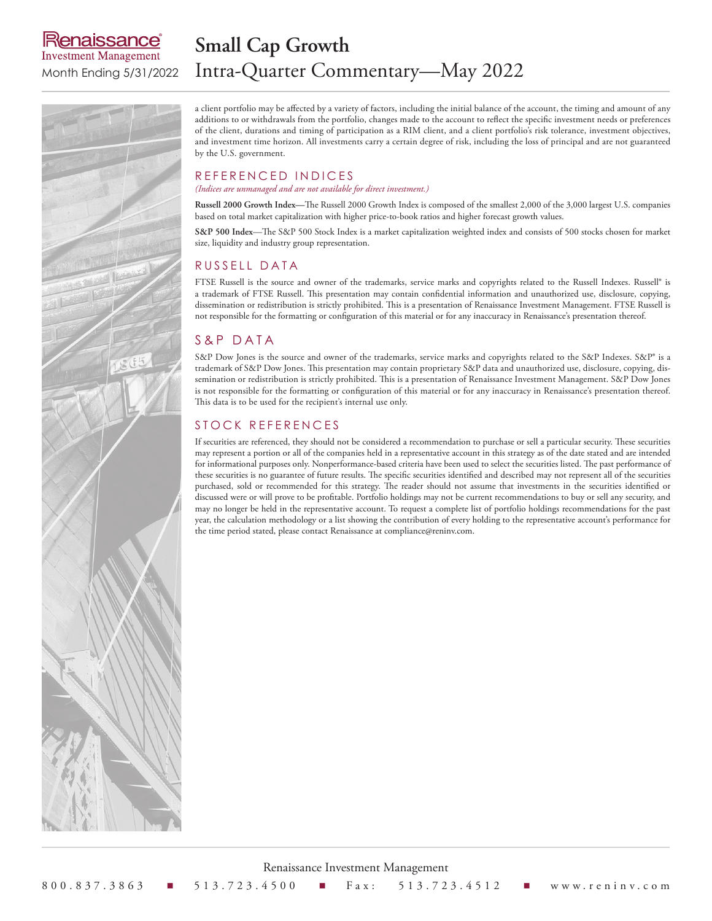a client portfolio may be affected by a variety of factors, including the initial balance of the account, the timing and amount of any additions to or withdrawals from the portfolio, changes made to the account to reflect the specific investment needs or preferences of the client, durations and timing of participation as a RIM client, and a client portfolio's risk tolerance, investment objectives, and investment time horizon. All investments carry a certain degree of risk, including the loss of principal and are not guaranteed by the U.S. government.

## REFERENCED INDICES

*(Indices are unmanaged and are not available for direct investment.)*

**Russell 2000 Growth Index**—The Russell 2000 Growth Index is composed of the smallest 2,000 of the 3,000 largest U.S. companies based on total market capitalization with higher price-to-book ratios and higher forecast growth values.

**S&P 500 Index**—The S&P 500 Stock Index is a market capitalization weighted index and consists of 500 stocks chosen for market size, liquidity and industry group representation.

## RUSSELL DATA

FTSE Russell is the source and owner of the trademarks, service marks and copyrights related to the Russell Indexes. Russell® is a trademark of FTSE Russell. This presentation may contain confidential information and unauthorized use, disclosure, copying, dissemination or redistribution is strictly prohibited. This is a presentation of Renaissance Investment Management. FTSE Russell is not responsible for the formatting or configuration of this material or for any inaccuracy in Renaissance's presentation thereof.

## S&P DATA

S&P Dow Jones is the source and owner of the trademarks, service marks and copyrights related to the S&P Indexes. S&P® is a trademark of S&P Dow Jones. This presentation may contain proprietary S&P data and unauthorized use, disclosure, copying, dissemination or redistribution is strictly prohibited. This is a presentation of Renaissance Investment Management. S&P Dow Jones is not responsible for the formatting or configuration of this material or for any inaccuracy in Renaissance's presentation thereof. This data is to be used for the recipient's internal use only.

## STOCK REFERENCES

If securities are referenced, they should not be considered a recommendation to purchase or sell a particular security. These securities may represent a portion or all of the companies held in a representative account in this strategy as of the date stated and are intended for informational purposes only. Nonperformance-based criteria have been used to select the securities listed. The past performance of these securities is no guarantee of future results. The specific securities identified and described may not represent all of the securities purchased, sold or recommended for this strategy. The reader should not assume that investments in the securities identified or discussed were or will prove to be profitable. Portfolio holdings may not be current recommendations to buy or sell any security, and may no longer be held in the representative account. To request a complete list of portfolio holdings recommendations for the past year, the calculation methodology or a list showing the contribution of every holding to the representative account's performance for the time period stated, please contact Renaissance at compliance@reninv.com.